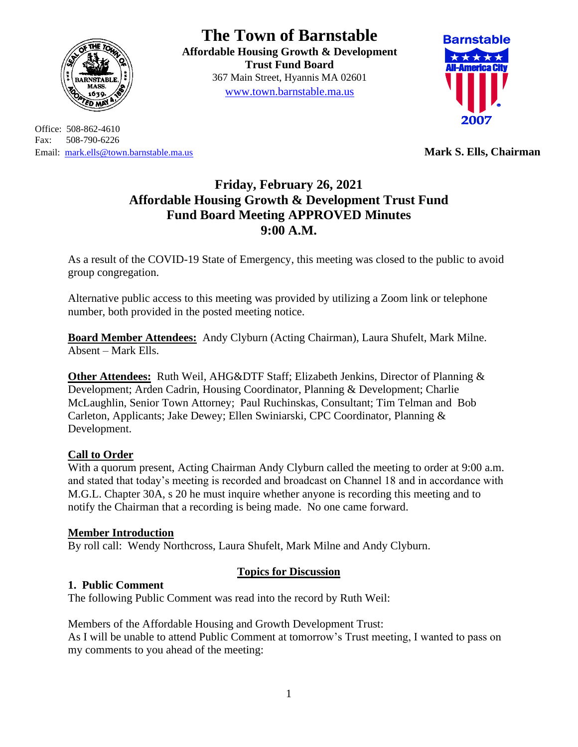# The Town of Barnstable

**Affordable Housing Growth & Development Trust Fund Board**
367 Main Street, Hyannis MA 02601
www.town.barnstable.ma.us

Office: 508-862-4610
Fax: 508-790-6226
Email: mark.ells@town.barnstable.ma.us

**Mark S. Ells, Chairman**

## Friday, February 26, 2021
## Affordable Housing Growth & Development Trust Fund
## Fund Board Meeting APPROVED Minutes
## 9:00 A.M.

As a result of the COVID-19 State of Emergency, this meeting was closed to the public to avoid group congregation.

Alternative public access to this meeting was provided by utilizing a Zoom link or telephone number, both provided in the posted meeting notice.

**Board Member Attendees:** Andy Clyburn (Acting Chairman), Laura Shufelt, Mark Milne. Absent – Mark Ells.

**Other Attendees:** Ruth Weil, AHG&DTF Staff; Elizabeth Jenkins, Director of Planning & Development; Arden Cadrin, Housing Coordinator, Planning & Development; Charlie McLaughlin, Senior Town Attorney; Paul Ruchinskas, Consultant; Tim Telman and Bob Carleton, Applicants; Jake Dewey; Ellen Swiniarski, CPC Coordinator, Planning & Development.

**Call to Order**
With a quorum present, Acting Chairman Andy Clyburn called the meeting to order at 9:00 a.m. and stated that today's meeting is recorded and broadcast on Channel 18 and in accordance with M.G.L. Chapter 30A, s 20 he must inquire whether anyone is recording this meeting and to notify the Chairman that a recording is being made. No one came forward.

**Member Introduction**
By roll call: Wendy Northcross, Laura Shufelt, Mark Milne and Andy Clyburn.

**Topics for Discussion**

**1. Public Comment**
The following Public Comment was read into the record by Ruth Weil:

Members of the Affordable Housing and Growth Development Trust:
As I will be unable to attend Public Comment at tomorrow's Trust meeting, I wanted to pass on my comments to you ahead of the meeting: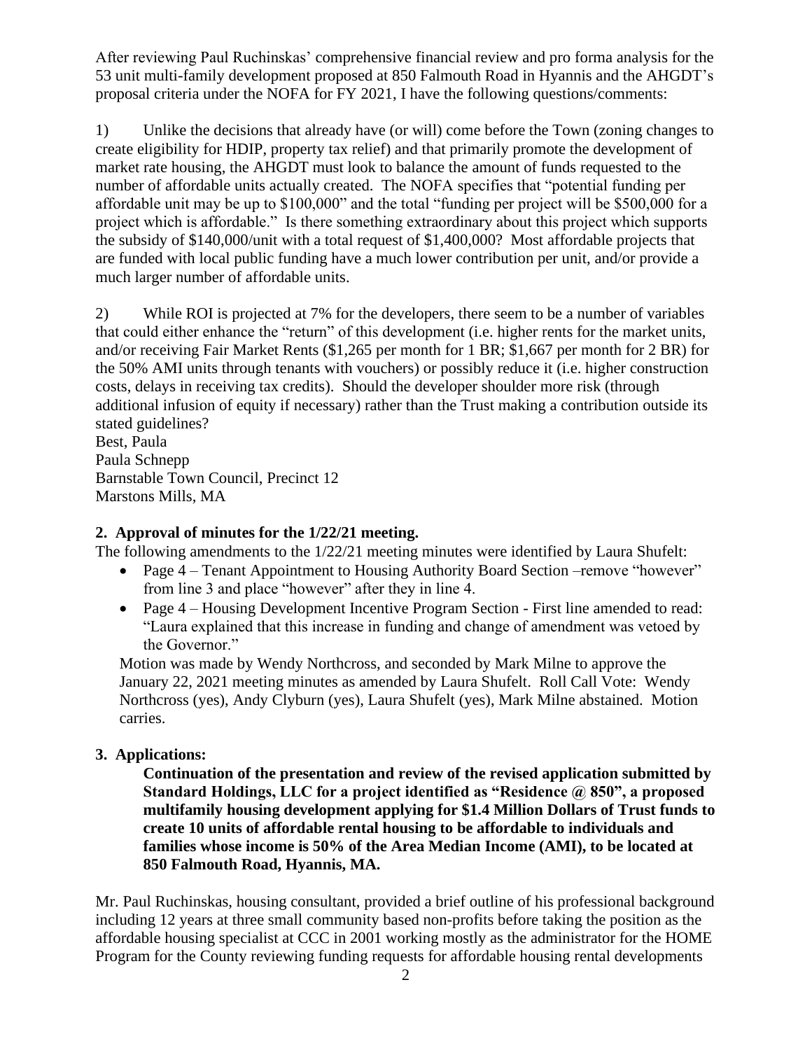After reviewing Paul Ruchinskas' comprehensive financial review and pro forma analysis for the 53 unit multi-family development proposed at 850 Falmouth Road in Hyannis and the AHGDT's proposal criteria under the NOFA for FY 2021, I have the following questions/comments:

1) Unlike the decisions that already have (or will) come before the Town (zoning changes to create eligibility for HDIP, property tax relief) and that primarily promote the development of market rate housing, the AHGDT must look to balance the amount of funds requested to the number of affordable units actually created. The NOFA specifies that "potential funding per affordable unit may be up to $100,000" and the total "funding per project will be $500,000 for a project which is affordable." Is there something extraordinary about this project which supports the subsidy of $140,000/unit with a total request of $1,400,000? Most affordable projects that are funded with local public funding have a much lower contribution per unit, and/or provide a much larger number of affordable units.

2) While ROI is projected at 7% for the developers, there seem to be a number of variables that could either enhance the "return" of this development (i.e. higher rents for the market units, and/or receiving Fair Market Rents ($1,265 per month for 1 BR; $1,667 per month for 2 BR) for the 50% AMI units through tenants with vouchers) or possibly reduce it (i.e. higher construction costs, delays in receiving tax credits). Should the developer shoulder more risk (through additional infusion of equity if necessary) rather than the Trust making a contribution outside its stated guidelines?

Best, Paula
Paula Schnepp
Barnstable Town Council, Precinct 12
Marstons Mills, MA

**2. Approval of minutes for the 1/22/21 meeting.**

The following amendments to the 1/22/21 meeting minutes were identified by Laura Shufelt:

- Page 4 – Tenant Appointment to Housing Authority Board Section –remove "however" from line 3 and place "however" after they in line 4.
- Page 4 – Housing Development Incentive Program Section - First line amended to read: "Laura explained that this increase in funding and change of amendment was vetoed by the Governor."

Motion was made by Wendy Northcross, and seconded by Mark Milne to approve the January 22, 2021 meeting minutes as amended by Laura Shufelt. Roll Call Vote: Wendy Northcross (yes), Andy Clyburn (yes), Laura Shufelt (yes), Mark Milne abstained. Motion carries.

**3. Applications:**

**Continuation of the presentation and review of the revised application submitted by Standard Holdings, LLC for a project identified as "Residence @ 850", a proposed multifamily housing development applying for $1.4 Million Dollars of Trust funds to create 10 units of affordable rental housing to be affordable to individuals and families whose income is 50% of the Area Median Income (AMI), to be located at 850 Falmouth Road, Hyannis, MA.**

Mr. Paul Ruchinskas, housing consultant, provided a brief outline of his professional background including 12 years at three small community based non-profits before taking the position as the affordable housing specialist at CCC in 2001 working mostly as the administrator for the HOME Program for the County reviewing funding requests for affordable housing rental developments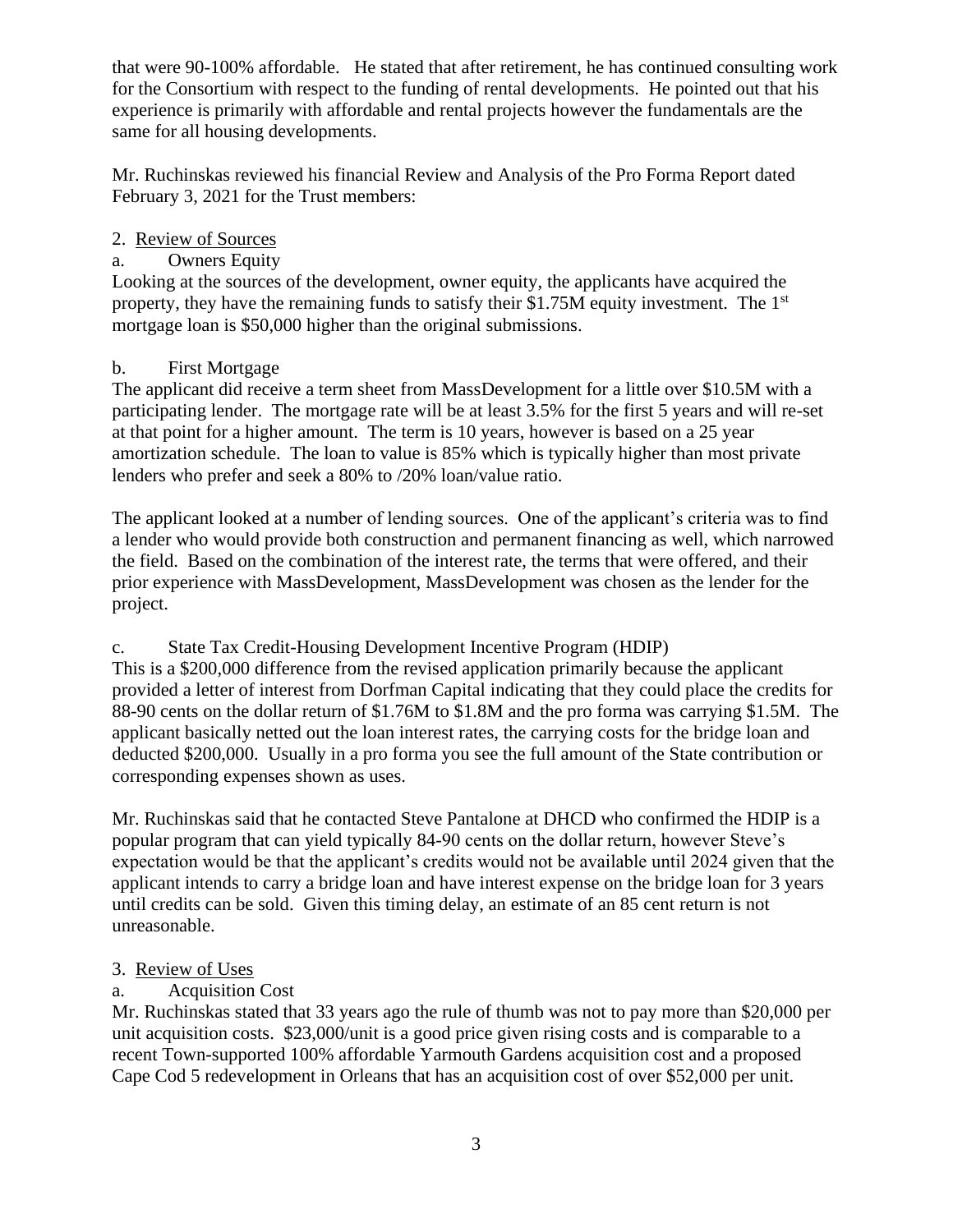that were 90-100% affordable. He stated that after retirement, he has continued consulting work for the Consortium with respect to the funding of rental developments. He pointed out that his experience is primarily with affordable and rental projects however the fundamentals are the same for all housing developments.

Mr. Ruchinskas reviewed his financial Review and Analysis of the Pro Forma Report dated February 3, 2021 for the Trust members:

2. Review of Sources

a. Owners Equity

Looking at the sources of the development, owner equity, the applicants have acquired the property, they have the remaining funds to satisfy their $1.75M equity investment. The 1st mortgage loan is $50,000 higher than the original submissions.

b. First Mortgage

The applicant did receive a term sheet from MassDevelopment for a little over $10.5M with a participating lender. The mortgage rate will be at least 3.5% for the first 5 years and will re-set at that point for a higher amount. The term is 10 years, however is based on a 25 year amortization schedule. The loan to value is 85% which is typically higher than most private lenders who prefer and seek a 80% to /20% loan/value ratio.

The applicant looked at a number of lending sources. One of the applicant's criteria was to find a lender who would provide both construction and permanent financing as well, which narrowed the field. Based on the combination of the interest rate, the terms that were offered, and their prior experience with MassDevelopment, MassDevelopment was chosen as the lender for the project.

c. State Tax Credit-Housing Development Incentive Program (HDIP)

This is a $200,000 difference from the revised application primarily because the applicant provided a letter of interest from Dorfman Capital indicating that they could place the credits for 88-90 cents on the dollar return of $1.76M to $1.8M and the pro forma was carrying $1.5M. The applicant basically netted out the loan interest rates, the carrying costs for the bridge loan and deducted $200,000. Usually in a pro forma you see the full amount of the State contribution or corresponding expenses shown as uses.

Mr. Ruchinskas said that he contacted Steve Pantalone at DHCD who confirmed the HDIP is a popular program that can yield typically 84-90 cents on the dollar return, however Steve's expectation would be that the applicant's credits would not be available until 2024 given that the applicant intends to carry a bridge loan and have interest expense on the bridge loan for 3 years until credits can be sold. Given this timing delay, an estimate of an 85 cent return is not unreasonable.

3. Review of Uses

a. Acquisition Cost

Mr. Ruchinskas stated that 33 years ago the rule of thumb was not to pay more than $20,000 per unit acquisition costs. $23,000/unit is a good price given rising costs and is comparable to a recent Town-supported 100% affordable Yarmouth Gardens acquisition cost and a proposed Cape Cod 5 redevelopment in Orleans that has an acquisition cost of over $52,000 per unit.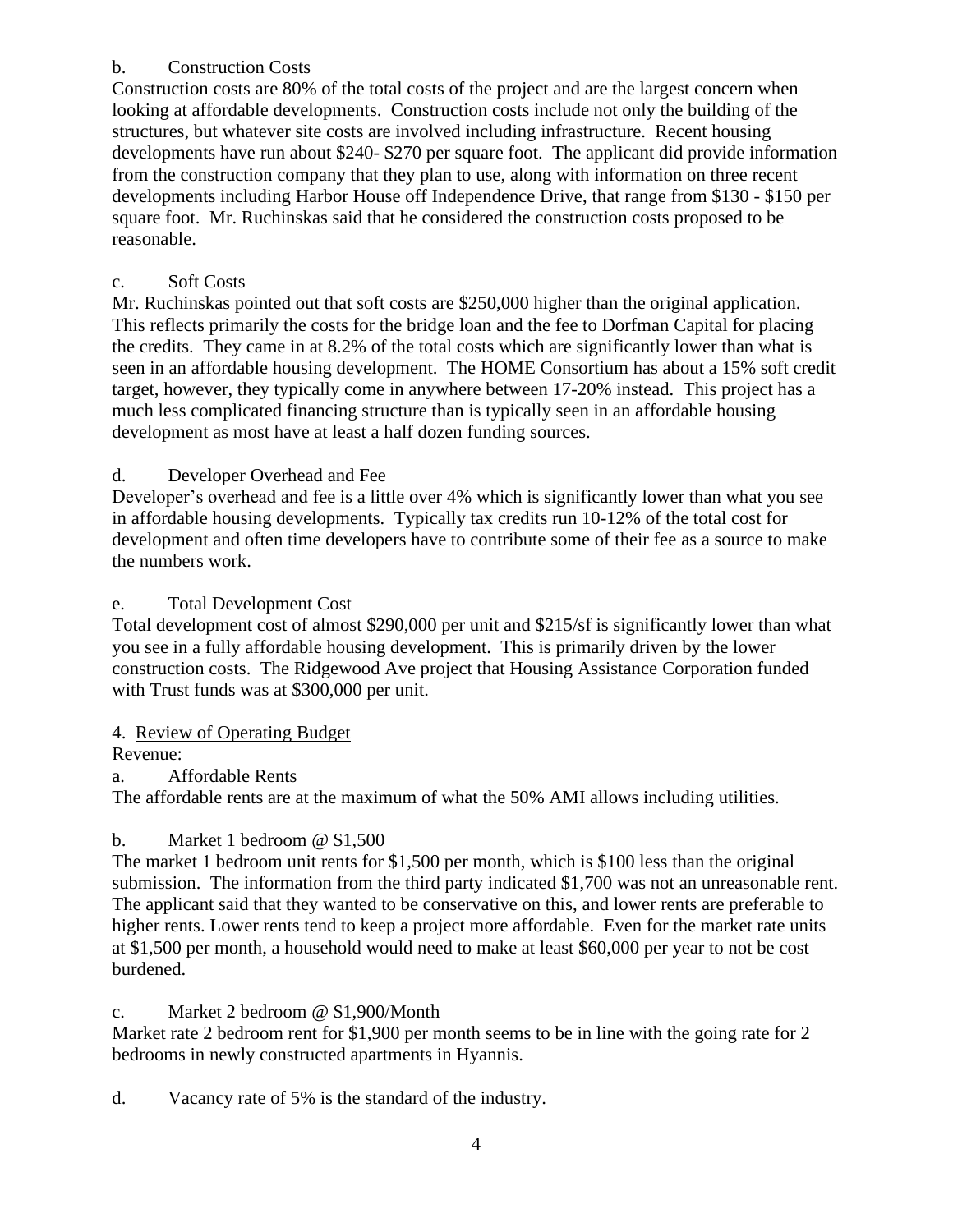b. Construction Costs

Construction costs are 80% of the total costs of the project and are the largest concern when looking at affordable developments. Construction costs include not only the building of the structures, but whatever site costs are involved including infrastructure. Recent housing developments have run about $240- $270 per square foot. The applicant did provide information from the construction company that they plan to use, along with information on three recent developments including Harbor House off Independence Drive, that range from $130 - $150 per square foot. Mr. Ruchinskas said that he considered the construction costs proposed to be reasonable.

c. Soft Costs

Mr. Ruchinskas pointed out that soft costs are $250,000 higher than the original application. This reflects primarily the costs for the bridge loan and the fee to Dorfman Capital for placing the credits. They came in at 8.2% of the total costs which are significantly lower than what is seen in an affordable housing development. The HOME Consortium has about a 15% soft credit target, however, they typically come in anywhere between 17-20% instead. This project has a much less complicated financing structure than is typically seen in an affordable housing development as most have at least a half dozen funding sources.

d. Developer Overhead and Fee

Developer's overhead and fee is a little over 4% which is significantly lower than what you see in affordable housing developments. Typically tax credits run 10-12% of the total cost for development and often time developers have to contribute some of their fee as a source to make the numbers work.

e. Total Development Cost

Total development cost of almost $290,000 per unit and $215/sf is significantly lower than what you see in a fully affordable housing development. This is primarily driven by the lower construction costs. The Ridgewood Ave project that Housing Assistance Corporation funded with Trust funds was at $300,000 per unit.

4. <u>Review of Operating Budget</u>

Revenue:

a. Affordable Rents

The affordable rents are at the maximum of what the 50% AMI allows including utilities.

b. Market 1 bedroom @ $1,500

The market 1 bedroom unit rents for $1,500 per month, which is $100 less than the original submission. The information from the third party indicated $1,700 was not an unreasonable rent. The applicant said that they wanted to be conservative on this, and lower rents are preferable to higher rents. Lower rents tend to keep a project more affordable. Even for the market rate units at $1,500 per month, a household would need to make at least $60,000 per year to not be cost burdened.

c. Market 2 bedroom @ $1,900/Month

Market rate 2 bedroom rent for $1,900 per month seems to be in line with the going rate for 2 bedrooms in newly constructed apartments in Hyannis.

d. Vacancy rate of 5% is the standard of the industry.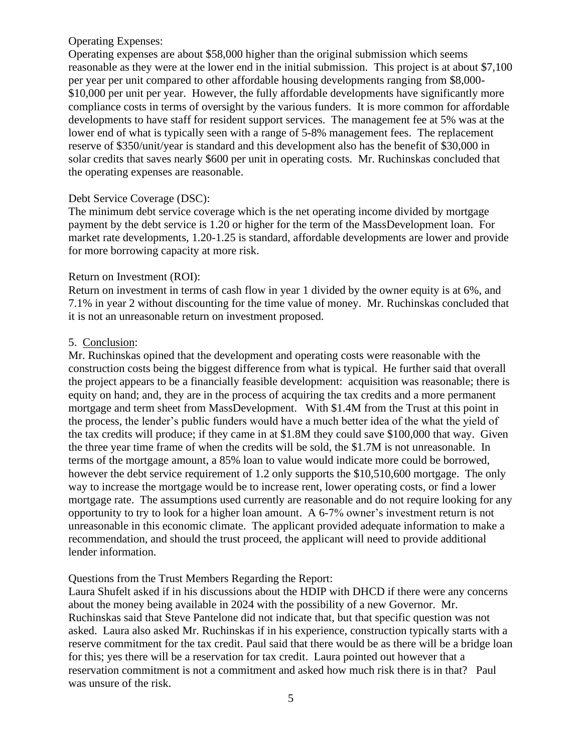Operating Expenses:
Operating expenses are about $58,000 higher than the original submission which seems reasonable as they were at the lower end in the initial submission. This project is at about $7,100 per year per unit compared to other affordable housing developments ranging from $8,000-$10,000 per unit per year. However, the fully affordable developments have significantly more compliance costs in terms of oversight by the various funders. It is more common for affordable developments to have staff for resident support services. The management fee at 5% was at the lower end of what is typically seen with a range of 5-8% management fees. The replacement reserve of $350/unit/year is standard and this development also has the benefit of $30,000 in solar credits that saves nearly $600 per unit in operating costs. Mr. Ruchinskas concluded that the operating expenses are reasonable.

Debt Service Coverage (DSC):
The minimum debt service coverage which is the net operating income divided by mortgage payment by the debt service is 1.20 or higher for the term of the MassDevelopment loan. For market rate developments, 1.20-1.25 is standard, affordable developments are lower and provide for more borrowing capacity at more risk.

Return on Investment (ROI):
Return on investment in terms of cash flow in year 1 divided by the owner equity is at 6%, and 7.1% in year 2 without discounting for the time value of money. Mr. Ruchinskas concluded that it is not an unreasonable return on investment proposed.

5. Conclusion:
Mr. Ruchinskas opined that the development and operating costs were reasonable with the construction costs being the biggest difference from what is typical. He further said that overall the project appears to be a financially feasible development: acquisition was reasonable; there is equity on hand; and, they are in the process of acquiring the tax credits and a more permanent mortgage and term sheet from MassDevelopment. With $1.4M from the Trust at this point in the process, the lender's public funders would have a much better idea of the what the yield of the tax credits will produce; if they came in at $1.8M they could save $100,000 that way. Given the three year time frame of when the credits will be sold, the $1.7M is not unreasonable. In terms of the mortgage amount, a 85% loan to value would indicate more could be borrowed, however the debt service requirement of 1.2 only supports the $10,510,600 mortgage. The only way to increase the mortgage would be to increase rent, lower operating costs, or find a lower mortgage rate. The assumptions used currently are reasonable and do not require looking for any opportunity to try to look for a higher loan amount. A 6-7% owner's investment return is not unreasonable in this economic climate. The applicant provided adequate information to make a recommendation, and should the trust proceed, the applicant will need to provide additional lender information.

Questions from the Trust Members Regarding the Report:
Laura Shufelt asked if in his discussions about the HDIP with DHCD if there were any concerns about the money being available in 2024 with the possibility of a new Governor. Mr. Ruchinskas said that Steve Pantelone did not indicate that, but that specific question was not asked. Laura also asked Mr. Ruchinskas if in his experience, construction typically starts with a reserve commitment for the tax credit. Paul said that there would be as there will be a bridge loan for this; yes there will be a reservation for tax credit. Laura pointed out however that a reservation commitment is not a commitment and asked how much risk there is in that? Paul was unsure of the risk.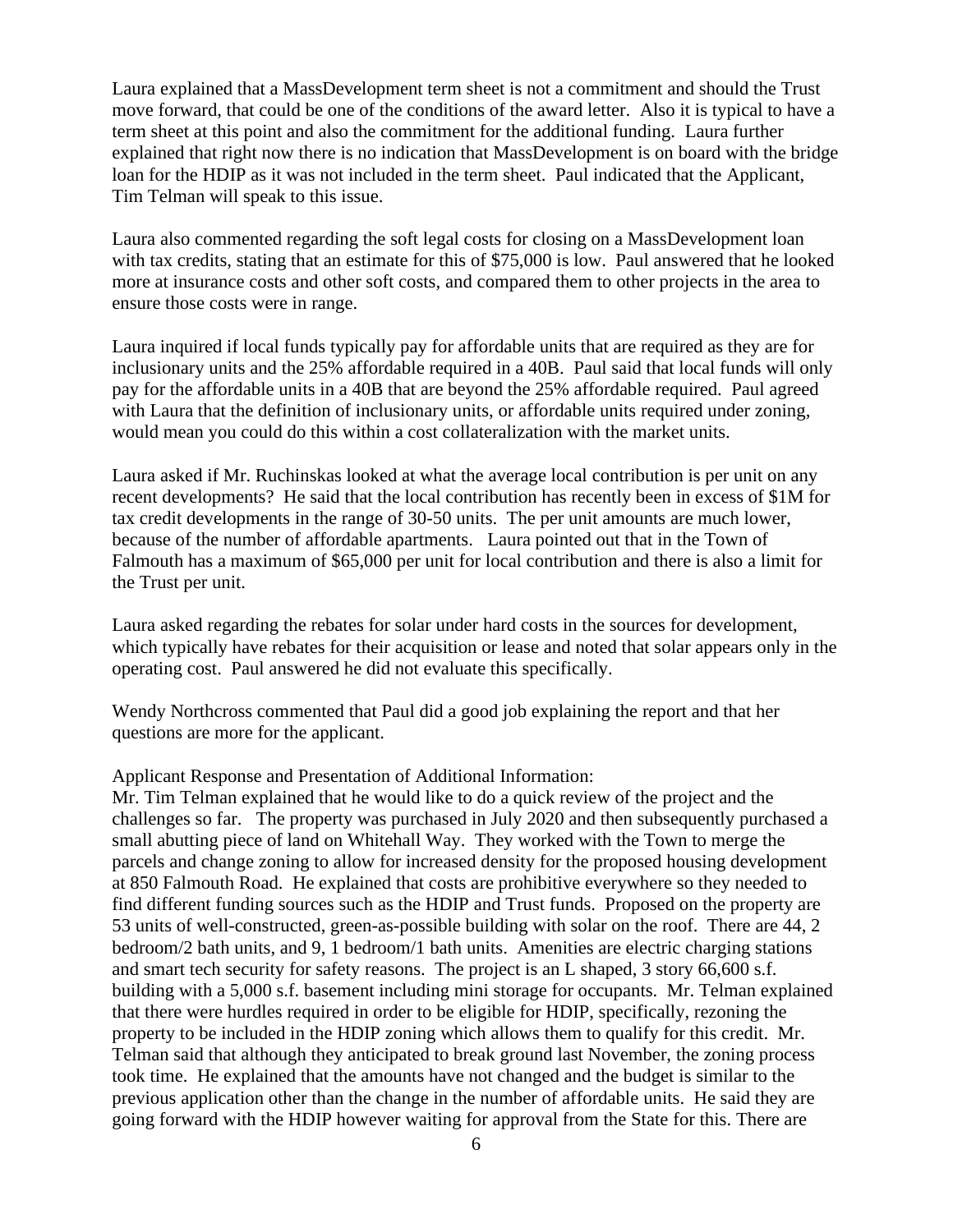Laura explained that a MassDevelopment term sheet is not a commitment and should the Trust move forward, that could be one of the conditions of the award letter. Also it is typical to have a term sheet at this point and also the commitment for the additional funding. Laura further explained that right now there is no indication that MassDevelopment is on board with the bridge loan for the HDIP as it was not included in the term sheet. Paul indicated that the Applicant, Tim Telman will speak to this issue.

Laura also commented regarding the soft legal costs for closing on a MassDevelopment loan with tax credits, stating that an estimate for this of $75,000 is low. Paul answered that he looked more at insurance costs and other soft costs, and compared them to other projects in the area to ensure those costs were in range.

Laura inquired if local funds typically pay for affordable units that are required as they are for inclusionary units and the 25% affordable required in a 40B. Paul said that local funds will only pay for the affordable units in a 40B that are beyond the 25% affordable required. Paul agreed with Laura that the definition of inclusionary units, or affordable units required under zoning, would mean you could do this within a cost collateralization with the market units.

Laura asked if Mr. Ruchinskas looked at what the average local contribution is per unit on any recent developments? He said that the local contribution has recently been in excess of $1M for tax credit developments in the range of 30-50 units. The per unit amounts are much lower, because of the number of affordable apartments. Laura pointed out that in the Town of Falmouth has a maximum of $65,000 per unit for local contribution and there is also a limit for the Trust per unit.

Laura asked regarding the rebates for solar under hard costs in the sources for development, which typically have rebates for their acquisition or lease and noted that solar appears only in the operating cost. Paul answered he did not evaluate this specifically.

Wendy Northcross commented that Paul did a good job explaining the report and that her questions are more for the applicant.

Applicant Response and Presentation of Additional Information:
Mr. Tim Telman explained that he would like to do a quick review of the project and the challenges so far. The property was purchased in July 2020 and then subsequently purchased a small abutting piece of land on Whitehall Way. They worked with the Town to merge the parcels and change zoning to allow for increased density for the proposed housing development at 850 Falmouth Road. He explained that costs are prohibitive everywhere so they needed to find different funding sources such as the HDIP and Trust funds. Proposed on the property are 53 units of well-constructed, green-as-possible building with solar on the roof. There are 44, 2 bedroom/2 bath units, and 9, 1 bedroom/1 bath units. Amenities are electric charging stations and smart tech security for safety reasons. The project is an L shaped, 3 story 66,600 s.f. building with a 5,000 s.f. basement including mini storage for occupants. Mr. Telman explained that there were hurdles required in order to be eligible for HDIP, specifically, rezoning the property to be included in the HDIP zoning which allows them to qualify for this credit. Mr. Telman said that although they anticipated to break ground last November, the zoning process took time. He explained that the amounts have not changed and the budget is similar to the previous application other than the change in the number of affordable units. He said they are going forward with the HDIP however waiting for approval from the State for this. There are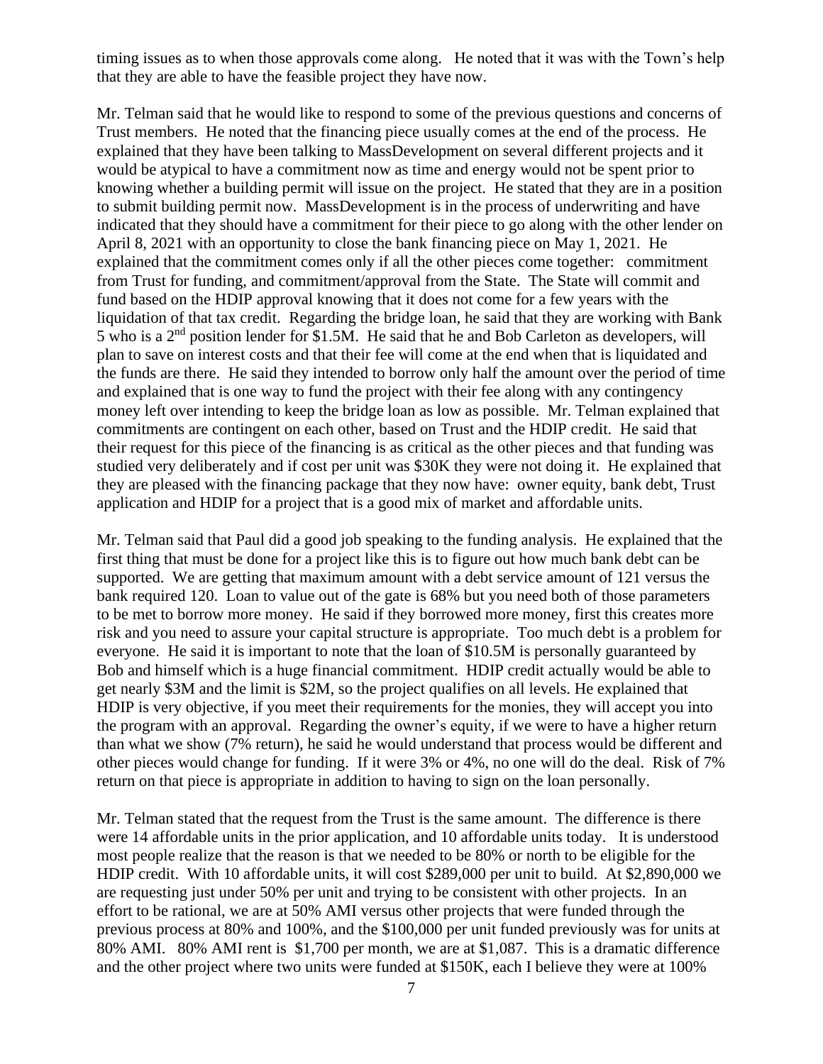timing issues as to when those approvals come along. He noted that it was with the Town's help that they are able to have the feasible project they have now.

Mr. Telman said that he would like to respond to some of the previous questions and concerns of Trust members. He noted that the financing piece usually comes at the end of the process. He explained that they have been talking to MassDevelopment on several different projects and it would be atypical to have a commitment now as time and energy would not be spent prior to knowing whether a building permit will issue on the project. He stated that they are in a position to submit building permit now. MassDevelopment is in the process of underwriting and have indicated that they should have a commitment for their piece to go along with the other lender on April 8, 2021 with an opportunity to close the bank financing piece on May 1, 2021. He explained that the commitment comes only if all the other pieces come together: commitment from Trust for funding, and commitment/approval from the State. The State will commit and fund based on the HDIP approval knowing that it does not come for a few years with the liquidation of that tax credit. Regarding the bridge loan, he said that they are working with Bank 5 who is a 2nd position lender for \$1.5M. He said that he and Bob Carleton as developers, will plan to save on interest costs and that their fee will come at the end when that is liquidated and the funds are there. He said they intended to borrow only half the amount over the period of time and explained that is one way to fund the project with their fee along with any contingency money left over intending to keep the bridge loan as low as possible. Mr. Telman explained that commitments are contingent on each other, based on Trust and the HDIP credit. He said that their request for this piece of the financing is as critical as the other pieces and that funding was studied very deliberately and if cost per unit was \$30K they were not doing it. He explained that they are pleased with the financing package that they now have: owner equity, bank debt, Trust application and HDIP for a project that is a good mix of market and affordable units.

Mr. Telman said that Paul did a good job speaking to the funding analysis. He explained that the first thing that must be done for a project like this is to figure out how much bank debt can be supported. We are getting that maximum amount with a debt service amount of 121 versus the bank required 120. Loan to value out of the gate is 68% but you need both of those parameters to be met to borrow more money. He said if they borrowed more money, first this creates more risk and you need to assure your capital structure is appropriate. Too much debt is a problem for everyone. He said it is important to note that the loan of \$10.5M is personally guaranteed by Bob and himself which is a huge financial commitment. HDIP credit actually would be able to get nearly \$3M and the limit is \$2M, so the project qualifies on all levels. He explained that HDIP is very objective, if you meet their requirements for the monies, they will accept you into the program with an approval. Regarding the owner's equity, if we were to have a higher return than what we show (7% return), he said he would understand that process would be different and other pieces would change for funding. If it were 3% or 4%, no one will do the deal. Risk of 7% return on that piece is appropriate in addition to having to sign on the loan personally.

Mr. Telman stated that the request from the Trust is the same amount. The difference is there were 14 affordable units in the prior application, and 10 affordable units today. It is understood most people realize that the reason is that we needed to be 80% or north to be eligible for the HDIP credit. With 10 affordable units, it will cost \$289,000 per unit to build. At \$2,890,000 we are requesting just under 50% per unit and trying to be consistent with other projects. In an effort to be rational, we are at 50% AMI versus other projects that were funded through the previous process at 80% and 100%, and the \$100,000 per unit funded previously was for units at 80% AMI. 80% AMI rent is \$1,700 per month, we are at \$1,087. This is a dramatic difference and the other project where two units were funded at \$150K, each I believe they were at 100%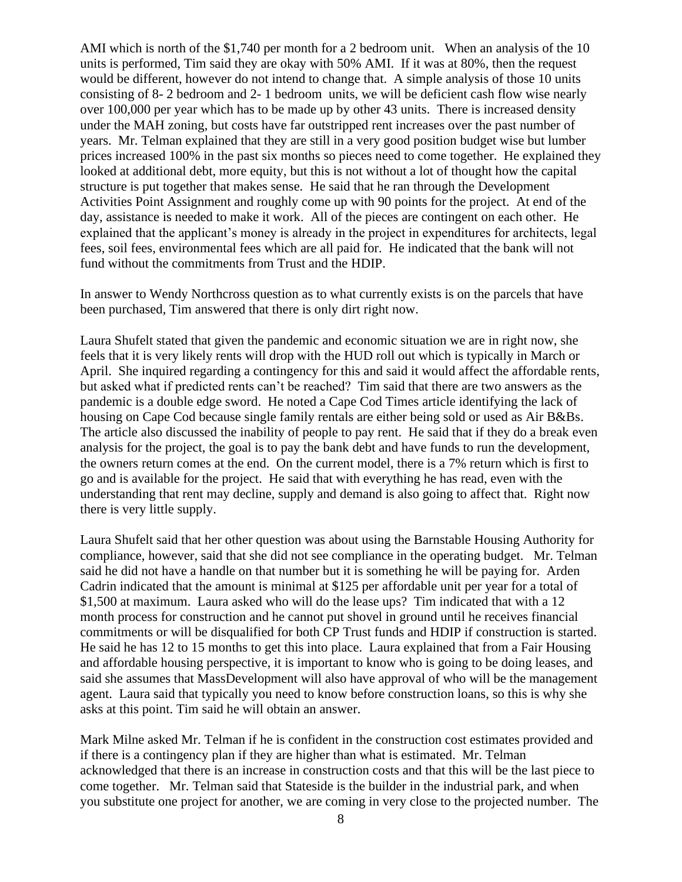AMI which is north of the $1,740 per month for a 2 bedroom unit. When an analysis of the 10 units is performed, Tim said they are okay with 50% AMI. If it was at 80%, then the request would be different, however do not intend to change that. A simple analysis of those 10 units consisting of 8- 2 bedroom and 2- 1 bedroom units, we will be deficient cash flow wise nearly over 100,000 per year which has to be made up by other 43 units. There is increased density under the MAH zoning, but costs have far outstripped rent increases over the past number of years. Mr. Telman explained that they are still in a very good position budget wise but lumber prices increased 100% in the past six months so pieces need to come together. He explained they looked at additional debt, more equity, but this is not without a lot of thought how the capital structure is put together that makes sense. He said that he ran through the Development Activities Point Assignment and roughly come up with 90 points for the project. At end of the day, assistance is needed to make it work. All of the pieces are contingent on each other. He explained that the applicant's money is already in the project in expenditures for architects, legal fees, soil fees, environmental fees which are all paid for. He indicated that the bank will not fund without the commitments from Trust and the HDIP.

In answer to Wendy Northcross question as to what currently exists is on the parcels that have been purchased, Tim answered that there is only dirt right now.

Laura Shufelt stated that given the pandemic and economic situation we are in right now, she feels that it is very likely rents will drop with the HUD roll out which is typically in March or April. She inquired regarding a contingency for this and said it would affect the affordable rents, but asked what if predicted rents can't be reached? Tim said that there are two answers as the pandemic is a double edge sword. He noted a Cape Cod Times article identifying the lack of housing on Cape Cod because single family rentals are either being sold or used as Air B&Bs. The article also discussed the inability of people to pay rent. He said that if they do a break even analysis for the project, the goal is to pay the bank debt and have funds to run the development, the owners return comes at the end. On the current model, there is a 7% return which is first to go and is available for the project. He said that with everything he has read, even with the understanding that rent may decline, supply and demand is also going to affect that. Right now there is very little supply.

Laura Shufelt said that her other question was about using the Barnstable Housing Authority for compliance, however, said that she did not see compliance in the operating budget. Mr. Telman said he did not have a handle on that number but it is something he will be paying for. Arden Cadrin indicated that the amount is minimal at $125 per affordable unit per year for a total of $1,500 at maximum. Laura asked who will do the lease ups? Tim indicated that with a 12 month process for construction and he cannot put shovel in ground until he receives financial commitments or will be disqualified for both CP Trust funds and HDIP if construction is started. He said he has 12 to 15 months to get this into place. Laura explained that from a Fair Housing and affordable housing perspective, it is important to know who is going to be doing leases, and said she assumes that MassDevelopment will also have approval of who will be the management agent. Laura said that typically you need to know before construction loans, so this is why she asks at this point. Tim said he will obtain an answer.

Mark Milne asked Mr. Telman if he is confident in the construction cost estimates provided and if there is a contingency plan if they are higher than what is estimated. Mr. Telman acknowledged that there is an increase in construction costs and that this will be the last piece to come together. Mr. Telman said that Stateside is the builder in the industrial park, and when you substitute one project for another, we are coming in very close to the projected number. The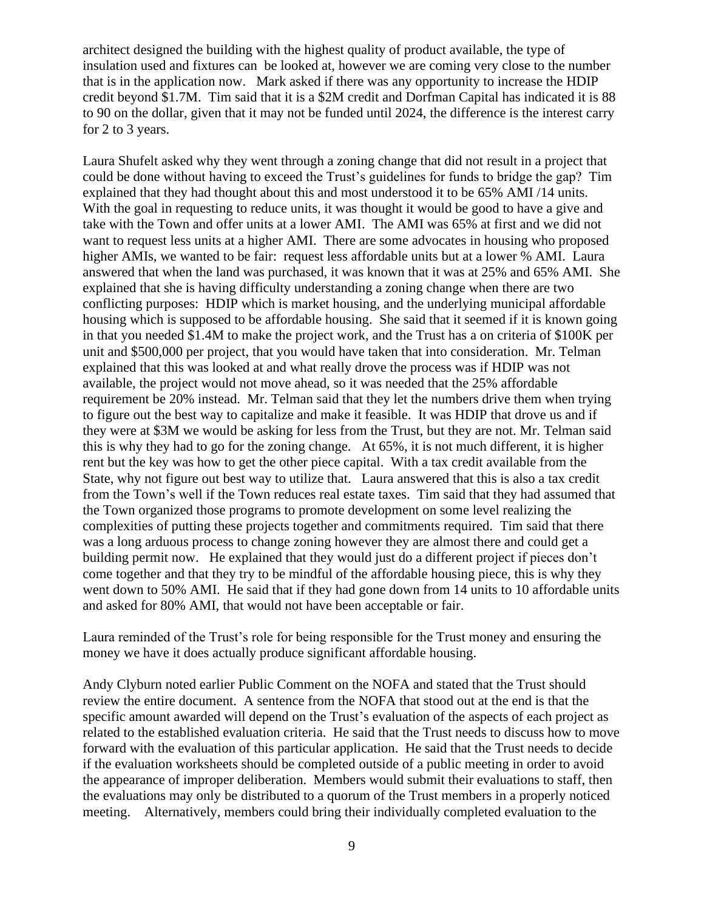architect designed the building with the highest quality of product available, the type of insulation used and fixtures can be looked at, however we are coming very close to the number that is in the application now. Mark asked if there was any opportunity to increase the HDIP credit beyond $1.7M. Tim said that it is a $2M credit and Dorfman Capital has indicated it is 88 to 90 on the dollar, given that it may not be funded until 2024, the difference is the interest carry for 2 to 3 years.

Laura Shufelt asked why they went through a zoning change that did not result in a project that could be done without having to exceed the Trust's guidelines for funds to bridge the gap? Tim explained that they had thought about this and most understood it to be 65% AMI /14 units. With the goal in requesting to reduce units, it was thought it would be good to have a give and take with the Town and offer units at a lower AMI. The AMI was 65% at first and we did not want to request less units at a higher AMI. There are some advocates in housing who proposed higher AMIs, we wanted to be fair: request less affordable units but at a lower % AMI. Laura answered that when the land was purchased, it was known that it was at 25% and 65% AMI. She explained that she is having difficulty understanding a zoning change when there are two conflicting purposes: HDIP which is market housing, and the underlying municipal affordable housing which is supposed to be affordable housing. She said that it seemed if it is known going in that you needed $1.4M to make the project work, and the Trust has a on criteria of $100K per unit and $500,000 per project, that you would have taken that into consideration. Mr. Telman explained that this was looked at and what really drove the process was if HDIP was not available, the project would not move ahead, so it was needed that the 25% affordable requirement be 20% instead. Mr. Telman said that they let the numbers drive them when trying to figure out the best way to capitalize and make it feasible. It was HDIP that drove us and if they were at $3M we would be asking for less from the Trust, but they are not. Mr. Telman said this is why they had to go for the zoning change. At 65%, it is not much different, it is higher rent but the key was how to get the other piece capital. With a tax credit available from the State, why not figure out best way to utilize that. Laura answered that this is also a tax credit from the Town's well if the Town reduces real estate taxes. Tim said that they had assumed that the Town organized those programs to promote development on some level realizing the complexities of putting these projects together and commitments required. Tim said that there was a long arduous process to change zoning however they are almost there and could get a building permit now. He explained that they would just do a different project if pieces don't come together and that they try to be mindful of the affordable housing piece, this is why they went down to 50% AMI. He said that if they had gone down from 14 units to 10 affordable units and asked for 80% AMI, that would not have been acceptable or fair.

Laura reminded of the Trust's role for being responsible for the Trust money and ensuring the money we have it does actually produce significant affordable housing.

Andy Clyburn noted earlier Public Comment on the NOFA and stated that the Trust should review the entire document. A sentence from the NOFA that stood out at the end is that the specific amount awarded will depend on the Trust's evaluation of the aspects of each project as related to the established evaluation criteria. He said that the Trust needs to discuss how to move forward with the evaluation of this particular application. He said that the Trust needs to decide if the evaluation worksheets should be completed outside of a public meeting in order to avoid the appearance of improper deliberation. Members would submit their evaluations to staff, then the evaluations may only be distributed to a quorum of the Trust members in a properly noticed meeting. Alternatively, members could bring their individually completed evaluation to the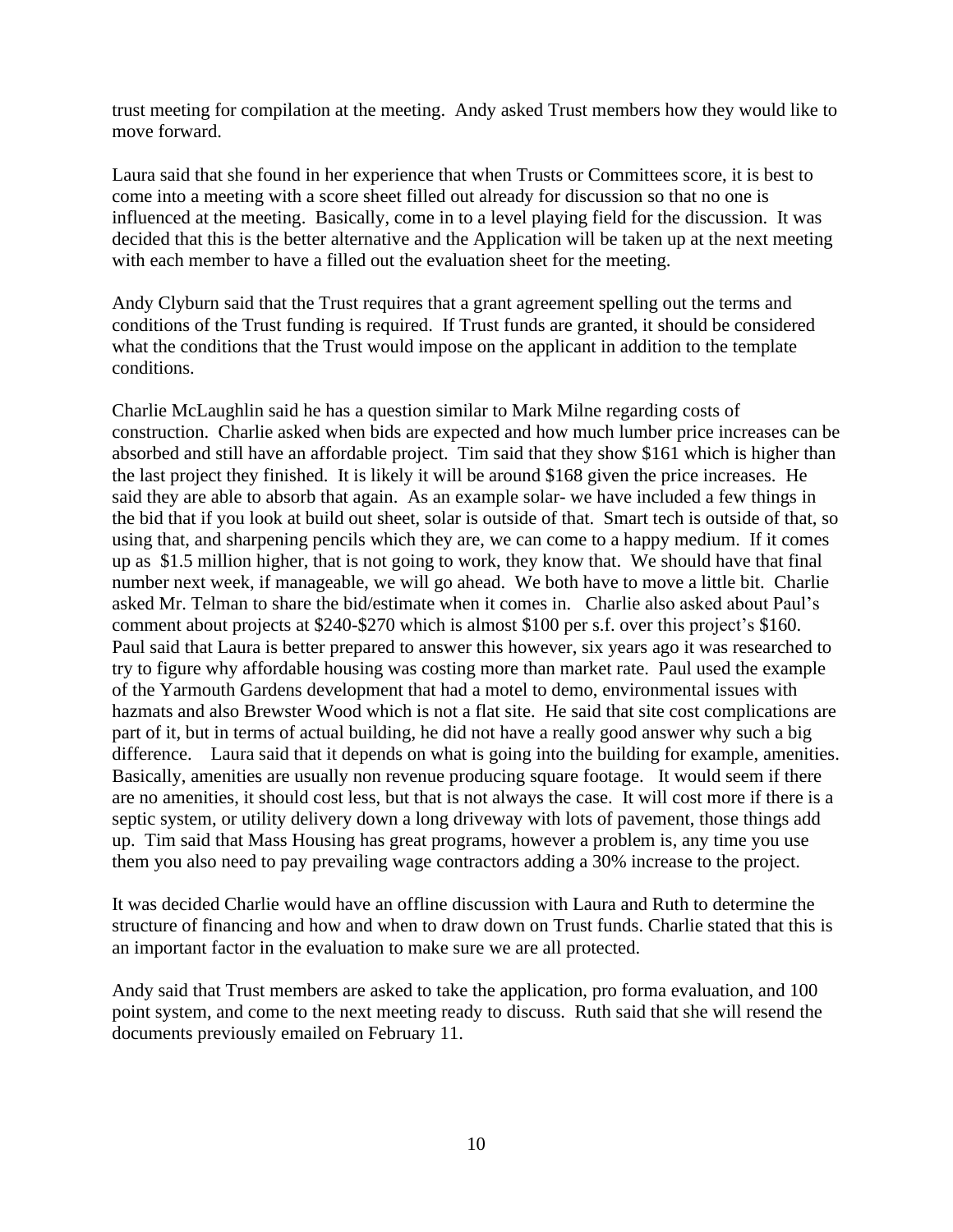trust meeting for compilation at the meeting. Andy asked Trust members how they would like to move forward.

Laura said that she found in her experience that when Trusts or Committees score, it is best to come into a meeting with a score sheet filled out already for discussion so that no one is influenced at the meeting. Basically, come in to a level playing field for the discussion. It was decided that this is the better alternative and the Application will be taken up at the next meeting with each member to have a filled out the evaluation sheet for the meeting.

Andy Clyburn said that the Trust requires that a grant agreement spelling out the terms and conditions of the Trust funding is required. If Trust funds are granted, it should be considered what the conditions that the Trust would impose on the applicant in addition to the template conditions.

Charlie McLaughlin said he has a question similar to Mark Milne regarding costs of construction. Charlie asked when bids are expected and how much lumber price increases can be absorbed and still have an affordable project. Tim said that they show $161 which is higher than the last project they finished. It is likely it will be around $168 given the price increases. He said they are able to absorb that again. As an example solar- we have included a few things in the bid that if you look at build out sheet, solar is outside of that. Smart tech is outside of that, so using that, and sharpening pencils which they are, we can come to a happy medium. If it comes up as $1.5 million higher, that is not going to work, they know that. We should have that final number next week, if manageable, we will go ahead. We both have to move a little bit. Charlie asked Mr. Telman to share the bid/estimate when it comes in. Charlie also asked about Paul's comment about projects at $240-$270 which is almost $100 per s.f. over this project's $160. Paul said that Laura is better prepared to answer this however, six years ago it was researched to try to figure why affordable housing was costing more than market rate. Paul used the example of the Yarmouth Gardens development that had a motel to demo, environmental issues with hazmats and also Brewster Wood which is not a flat site. He said that site cost complications are part of it, but in terms of actual building, he did not have a really good answer why such a big difference. Laura said that it depends on what is going into the building for example, amenities. Basically, amenities are usually non revenue producing square footage. It would seem if there are no amenities, it should cost less, but that is not always the case. It will cost more if there is a septic system, or utility delivery down a long driveway with lots of pavement, those things add up. Tim said that Mass Housing has great programs, however a problem is, any time you use them you also need to pay prevailing wage contractors adding a 30% increase to the project.

It was decided Charlie would have an offline discussion with Laura and Ruth to determine the structure of financing and how and when to draw down on Trust funds. Charlie stated that this is an important factor in the evaluation to make sure we are all protected.

Andy said that Trust members are asked to take the application, pro forma evaluation, and 100 point system, and come to the next meeting ready to discuss. Ruth said that she will resend the documents previously emailed on February 11.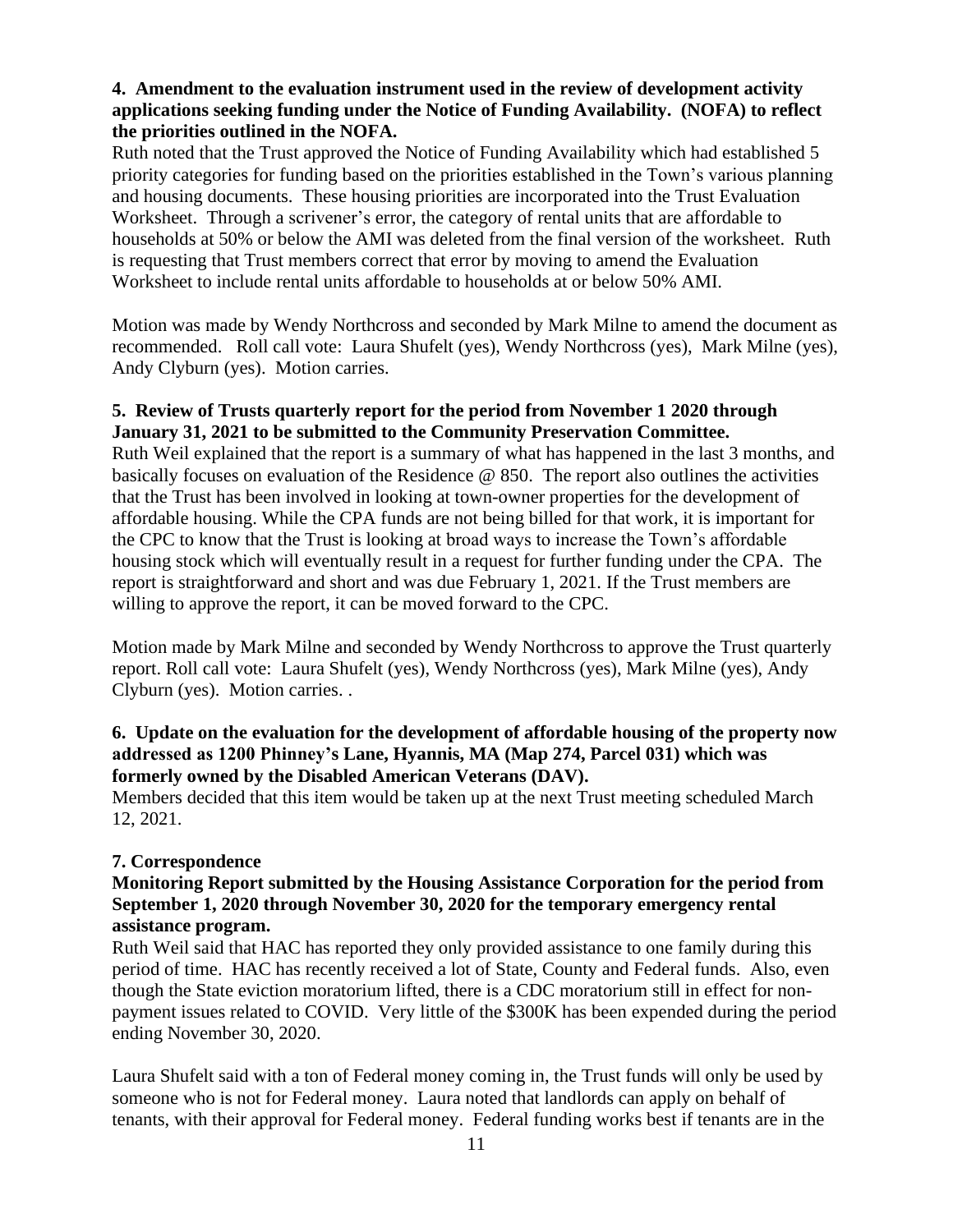**4. Amendment to the evaluation instrument used in the review of development activity applications seeking funding under the Notice of Funding Availability. (NOFA) to reflect the priorities outlined in the NOFA.**

Ruth noted that the Trust approved the Notice of Funding Availability which had established 5 priority categories for funding based on the priorities established in the Town's various planning and housing documents. These housing priorities are incorporated into the Trust Evaluation Worksheet. Through a scrivener's error, the category of rental units that are affordable to households at 50% or below the AMI was deleted from the final version of the worksheet. Ruth is requesting that Trust members correct that error by moving to amend the Evaluation Worksheet to include rental units affordable to households at or below 50% AMI.

Motion was made by Wendy Northcross and seconded by Mark Milne to amend the document as recommended. Roll call vote: Laura Shufelt (yes), Wendy Northcross (yes), Mark Milne (yes), Andy Clyburn (yes). Motion carries.

**5. Review of Trusts quarterly report for the period from November 1 2020 through January 31, 2021 to be submitted to the Community Preservation Committee.**

Ruth Weil explained that the report is a summary of what has happened in the last 3 months, and basically focuses on evaluation of the Residence @ 850. The report also outlines the activities that the Trust has been involved in looking at town-owner properties for the development of affordable housing. While the CPA funds are not being billed for that work, it is important for the CPC to know that the Trust is looking at broad ways to increase the Town's affordable housing stock which will eventually result in a request for further funding under the CPA. The report is straightforward and short and was due February 1, 2021. If the Trust members are willing to approve the report, it can be moved forward to the CPC.

Motion made by Mark Milne and seconded by Wendy Northcross to approve the Trust quarterly report. Roll call vote: Laura Shufelt (yes), Wendy Northcross (yes), Mark Milne (yes), Andy Clyburn (yes). Motion carries. .

**6. Update on the evaluation for the development of affordable housing of the property now addressed as 1200 Phinney's Lane, Hyannis, MA (Map 274, Parcel 031) which was formerly owned by the Disabled American Veterans (DAV).**

Members decided that this item would be taken up at the next Trust meeting scheduled March 12, 2021.

**7. Correspondence**

**Monitoring Report submitted by the Housing Assistance Corporation for the period from September 1, 2020 through November 30, 2020 for the temporary emergency rental assistance program.**

Ruth Weil said that HAC has reported they only provided assistance to one family during this period of time. HAC has recently received a lot of State, County and Federal funds. Also, even though the State eviction moratorium lifted, there is a CDC moratorium still in effect for non-payment issues related to COVID. Very little of the $300K has been expended during the period ending November 30, 2020.

Laura Shufelt said with a ton of Federal money coming in, the Trust funds will only be used by someone who is not for Federal money. Laura noted that landlords can apply on behalf of tenants, with their approval for Federal money. Federal funding works best if tenants are in the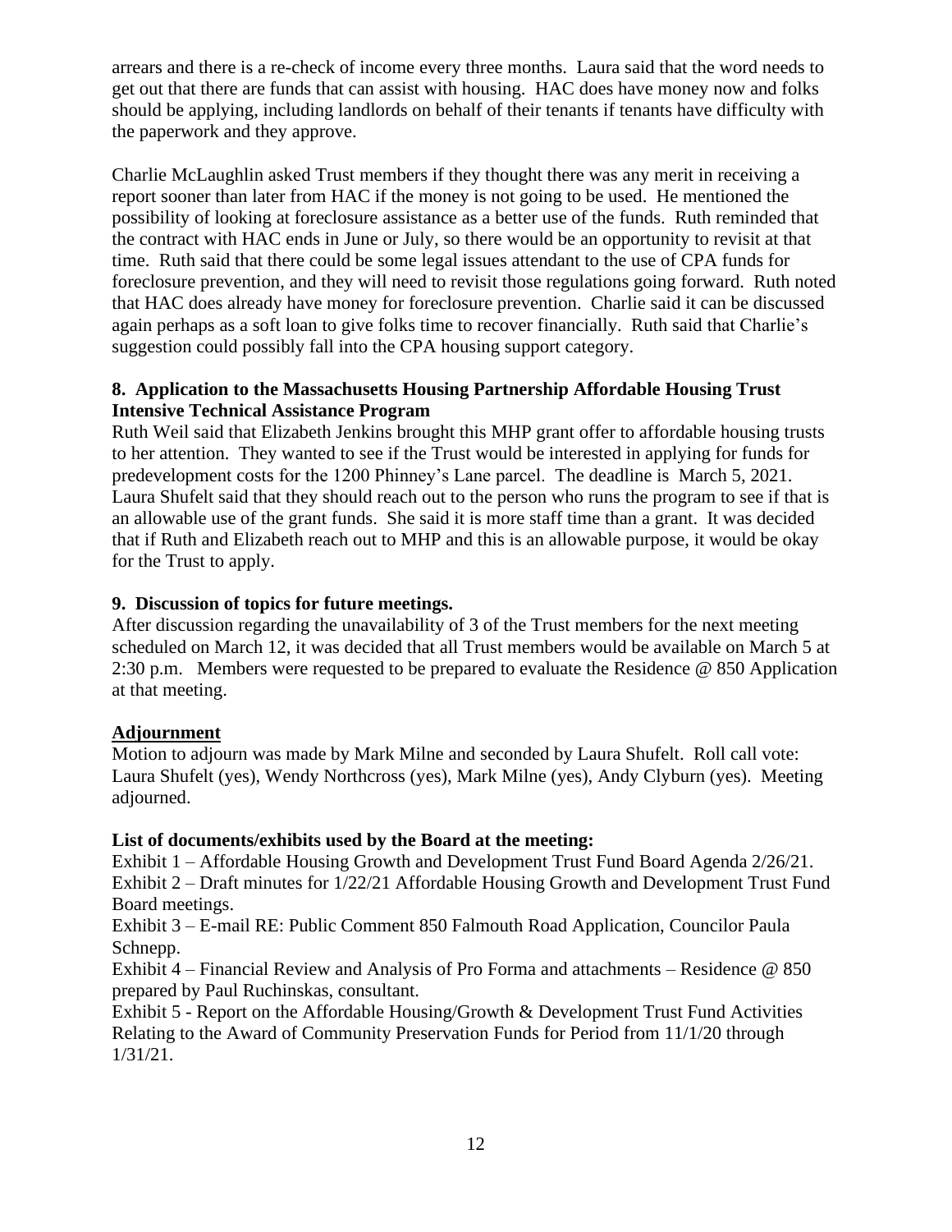arrears and there is a re-check of income every three months. Laura said that the word needs to get out that there are funds that can assist with housing. HAC does have money now and folks should be applying, including landlords on behalf of their tenants if tenants have difficulty with the paperwork and they approve.

Charlie McLaughlin asked Trust members if they thought there was any merit in receiving a report sooner than later from HAC if the money is not going to be used. He mentioned the possibility of looking at foreclosure assistance as a better use of the funds. Ruth reminded that the contract with HAC ends in June or July, so there would be an opportunity to revisit at that time. Ruth said that there could be some legal issues attendant to the use of CPA funds for foreclosure prevention, and they will need to revisit those regulations going forward. Ruth noted that HAC does already have money for foreclosure prevention. Charlie said it can be discussed again perhaps as a soft loan to give folks time to recover financially. Ruth said that Charlie's suggestion could possibly fall into the CPA housing support category.

**8. Application to the Massachusetts Housing Partnership Affordable Housing Trust Intensive Technical Assistance Program**

Ruth Weil said that Elizabeth Jenkins brought this MHP grant offer to affordable housing trusts to her attention. They wanted to see if the Trust would be interested in applying for funds for predevelopment costs for the 1200 Phinney's Lane parcel. The deadline is March 5, 2021. Laura Shufelt said that they should reach out to the person who runs the program to see if that is an allowable use of the grant funds. She said it is more staff time than a grant. It was decided that if Ruth and Elizabeth reach out to MHP and this is an allowable purpose, it would be okay for the Trust to apply.

**9. Discussion of topics for future meetings.**

After discussion regarding the unavailability of 3 of the Trust members for the next meeting scheduled on March 12, it was decided that all Trust members would be available on March 5 at 2:30 p.m. Members were requested to be prepared to evaluate the Residence @ 850 Application at that meeting.

**Adjournment**

Motion to adjourn was made by Mark Milne and seconded by Laura Shufelt. Roll call vote: Laura Shufelt (yes), Wendy Northcross (yes), Mark Milne (yes), Andy Clyburn (yes). Meeting adjourned.

**List of documents/exhibits used by the Board at the meeting:**

Exhibit 1 – Affordable Housing Growth and Development Trust Fund Board Agenda 2/26/21.
Exhibit 2 – Draft minutes for 1/22/21 Affordable Housing Growth and Development Trust Fund Board meetings.
Exhibit 3 – E-mail RE: Public Comment 850 Falmouth Road Application, Councilor Paula Schnepp.
Exhibit 4 – Financial Review and Analysis of Pro Forma and attachments – Residence @ 850 prepared by Paul Ruchinskas, consultant.
Exhibit 5 - Report on the Affordable Housing/Growth & Development Trust Fund Activities Relating to the Award of Community Preservation Funds for Period from 11/1/20 through 1/31/21.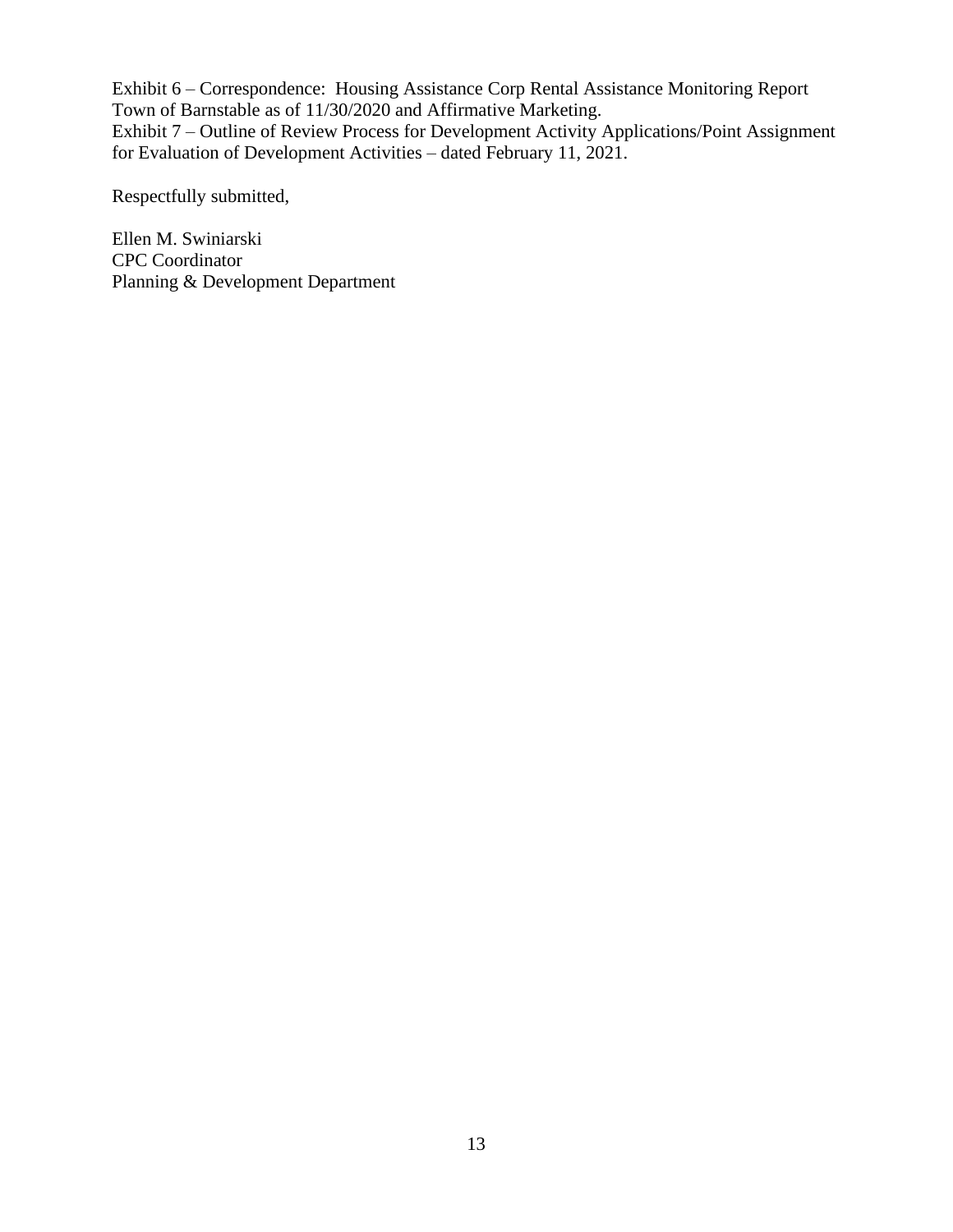Exhibit 6 – Correspondence: Housing Assistance Corp Rental Assistance Monitoring Report Town of Barnstable as of 11/30/2020 and Affirmative Marketing.
Exhibit 7 – Outline of Review Process for Development Activity Applications/Point Assignment for Evaluation of Development Activities – dated February 11, 2021.

Respectfully submitted,

Ellen M. Swiniarski
CPC Coordinator
Planning & Development Department